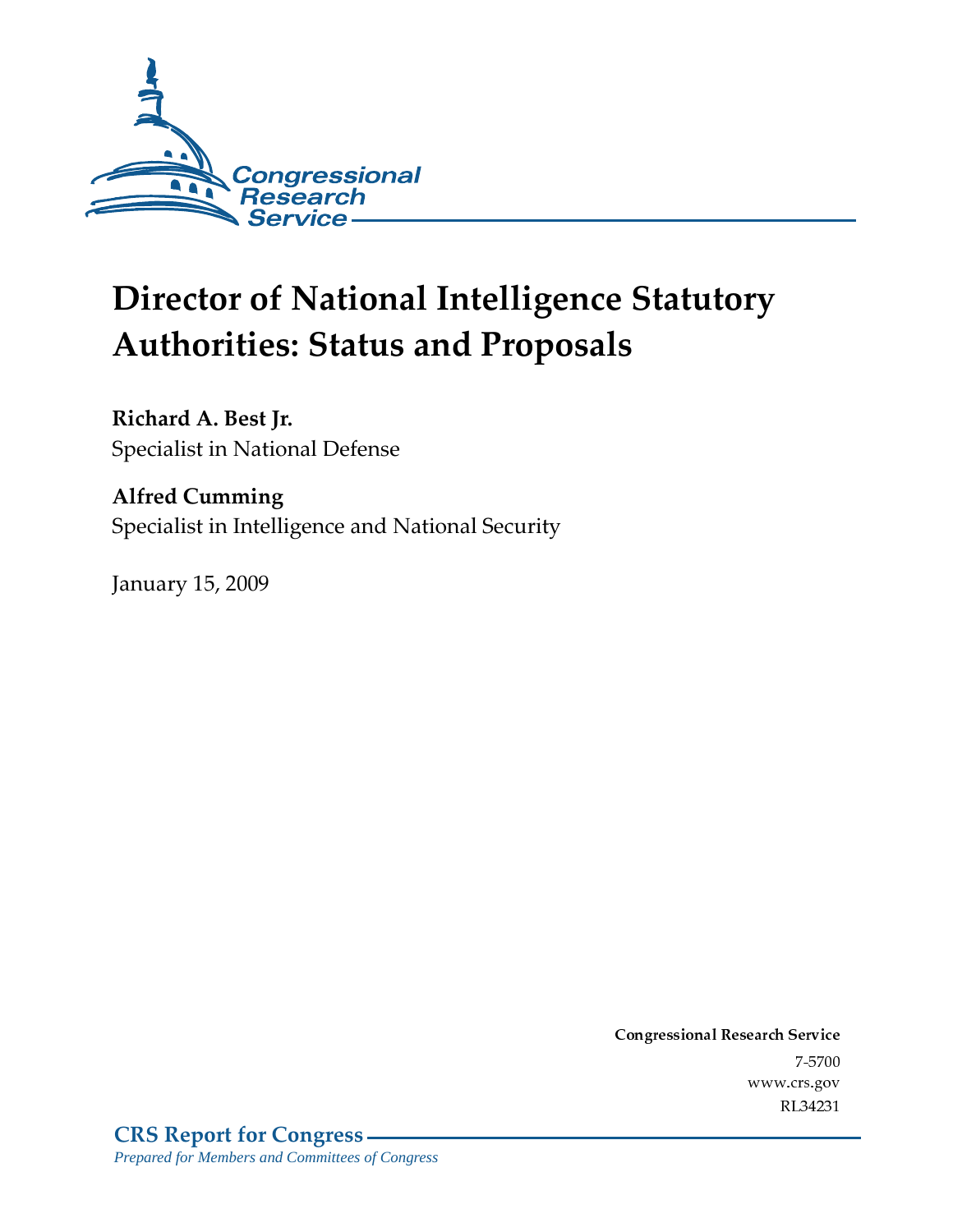# Director of National Intelligence Statutory Authorities: Status and Proposals

**Richard A. Best Jr.**
Specialist in National Defense

**Alfred Cumming**
Specialist in Intelligence and National Security

January 15, 2009

**Congressional Research Service**
7-5700
www.crs.gov
RL34231

**CRS Report for Congress**
*Prepared for Members and Committees of Congress*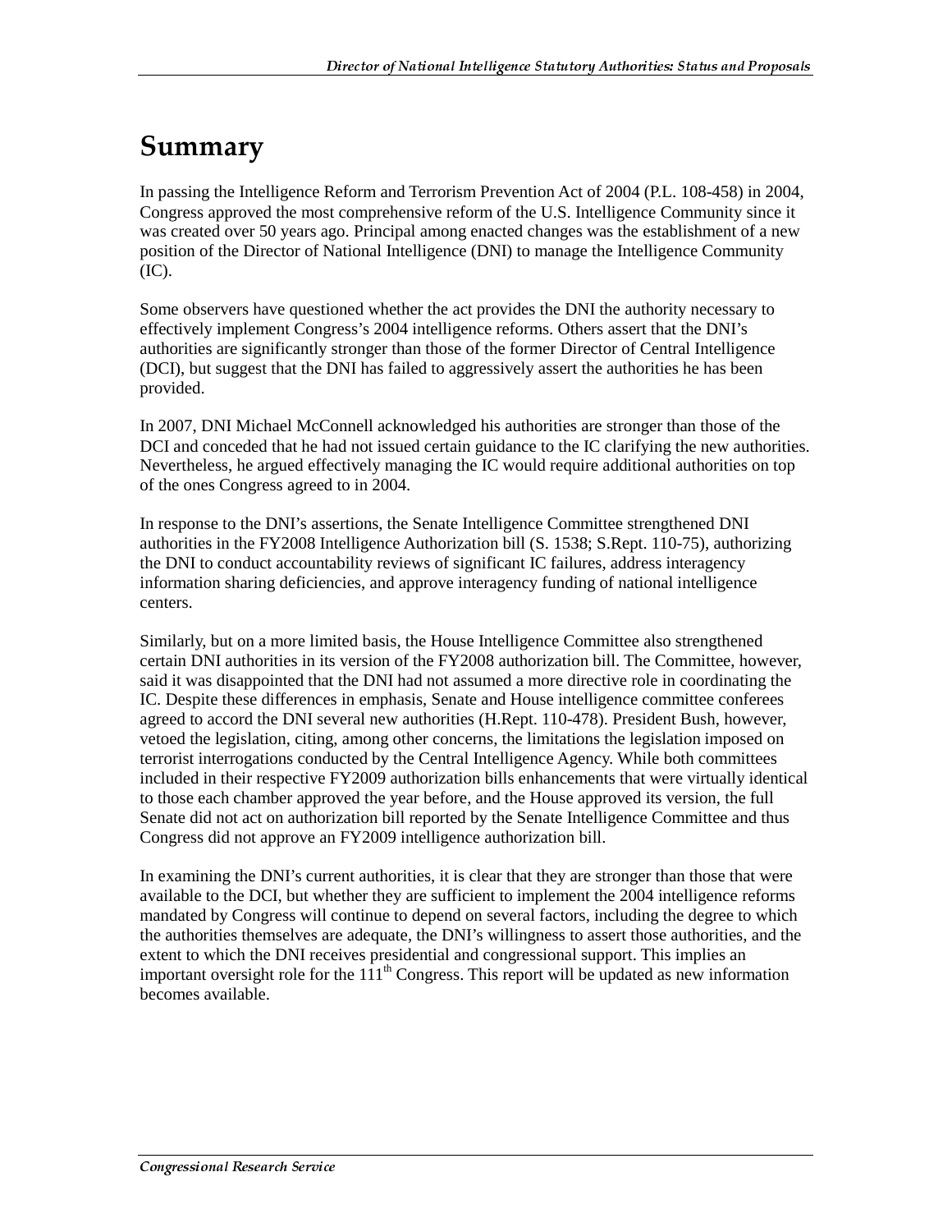# Summary

In passing the Intelligence Reform and Terrorism Prevention Act of 2004 (P.L. 108-458) in 2004, Congress approved the most comprehensive reform of the U.S. Intelligence Community since it was created over 50 years ago. Principal among enacted changes was the establishment of a new position of the Director of National Intelligence (DNI) to manage the Intelligence Community (IC).

Some observers have questioned whether the act provides the DNI the authority necessary to effectively implement Congress's 2004 intelligence reforms. Others assert that the DNI's authorities are significantly stronger than those of the former Director of Central Intelligence (DCI), but suggest that the DNI has failed to aggressively assert the authorities he has been provided.

In 2007, DNI Michael McConnell acknowledged his authorities are stronger than those of the DCI and conceded that he had not issued certain guidance to the IC clarifying the new authorities. Nevertheless, he argued effectively managing the IC would require additional authorities on top of the ones Congress agreed to in 2004.

In response to the DNI's assertions, the Senate Intelligence Committee strengthened DNI authorities in the FY2008 Intelligence Authorization bill (S. 1538; S.Rept. 110-75), authorizing the DNI to conduct accountability reviews of significant IC failures, address interagency information sharing deficiencies, and approve interagency funding of national intelligence centers.

Similarly, but on a more limited basis, the House Intelligence Committee also strengthened certain DNI authorities in its version of the FY2008 authorization bill. The Committee, however, said it was disappointed that the DNI had not assumed a more directive role in coordinating the IC. Despite these differences in emphasis, Senate and House intelligence committee conferees agreed to accord the DNI several new authorities (H.Rept. 110-478). President Bush, however, vetoed the legislation, citing, among other concerns, the limitations the legislation imposed on terrorist interrogations conducted by the Central Intelligence Agency. While both committees included in their respective FY2009 authorization bills enhancements that were virtually identical to those each chamber approved the year before, and the House approved its version, the full Senate did not act on authorization bill reported by the Senate Intelligence Committee and thus Congress did not approve an FY2009 intelligence authorization bill.

In examining the DNI's current authorities, it is clear that they are stronger than those that were available to the DCI, but whether they are sufficient to implement the 2004 intelligence reforms mandated by Congress will continue to depend on several factors, including the degree to which the authorities themselves are adequate, the DNI's willingness to assert those authorities, and the extent to which the DNI receives presidential and congressional support. This implies an important oversight role for the 111th Congress. This report will be updated as new information becomes available.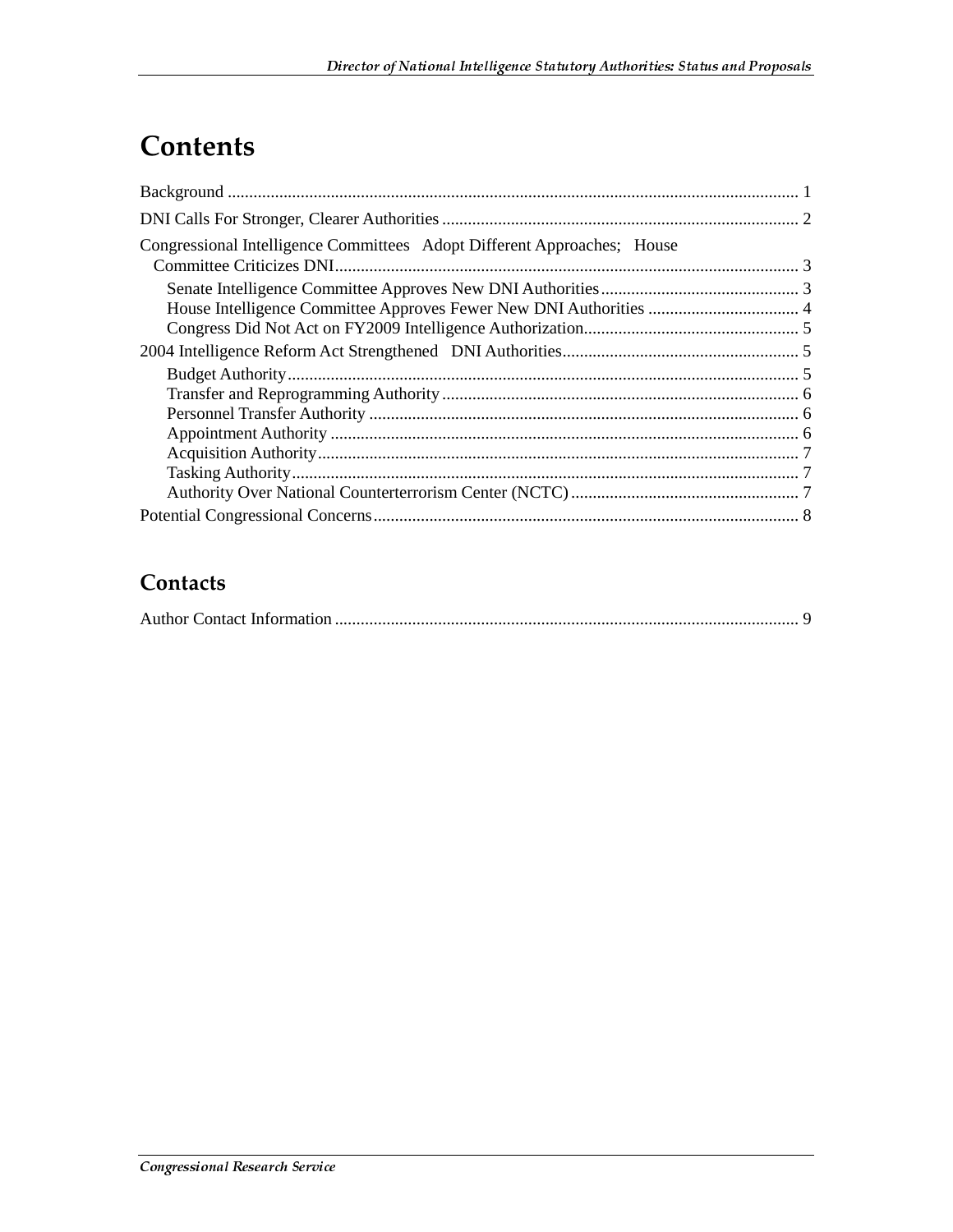# Contents

Background ..................................................................................................................................... 1

DNI Calls For Stronger, Clearer Authorities .................................................................................. 2

Congressional Intelligence Committees Adopt Different Approaches; House Committee Criticizes DNI........................................................................................................... 3

- Senate Intelligence Committee Approves New DNI Authorities .............................................. 3
- House Intelligence Committee Approves Fewer New DNI Authorities ................................... 4
- Congress Did Not Act on FY2009 Intelligence Authorization.................................................. 5

2004 Intelligence Reform Act Strengthened DNI Authorities....................................................... 5

- Budget Authority....................................................................................................................... 5
- Transfer and Reprogramming Authority .................................................................................. 6
- Personnel Transfer Authority ................................................................................................... 6
- Appointment Authority ............................................................................................................ 6
- Acquisition Authority................................................................................................................ 7
- Tasking Authority...................................................................................................................... 7
- Authority Over National Counterterrorism Center (NCTC) ..................................................... 7

Potential Congressional Concerns.................................................................................................. 8

## Contacts

Author Contact Information ........................................................................................................... 9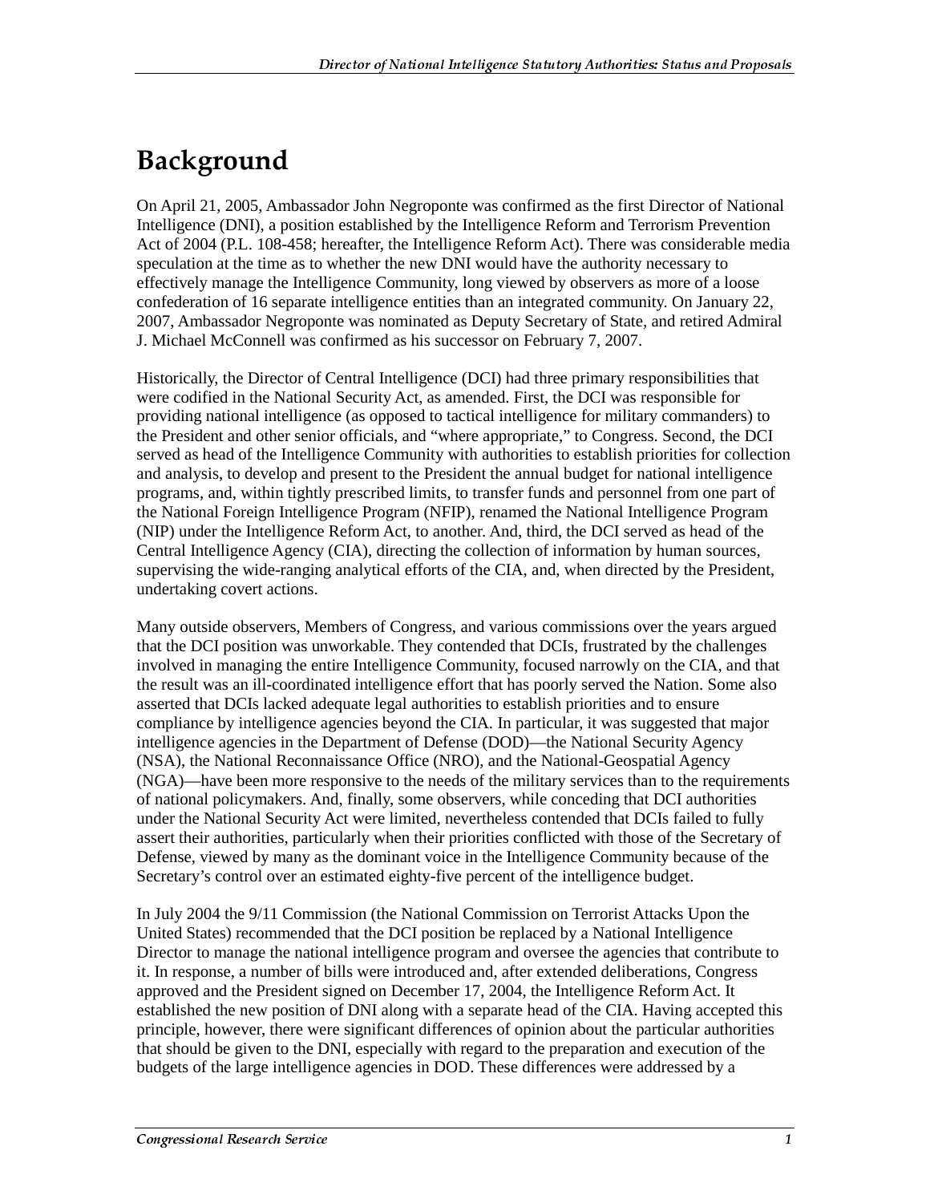# Background

On April 21, 2005, Ambassador John Negroponte was confirmed as the first Director of National Intelligence (DNI), a position established by the Intelligence Reform and Terrorism Prevention Act of 2004 (P.L. 108-458; hereafter, the Intelligence Reform Act). There was considerable media speculation at the time as to whether the new DNI would have the authority necessary to effectively manage the Intelligence Community, long viewed by observers as more of a loose confederation of 16 separate intelligence entities than an integrated community. On January 22, 2007, Ambassador Negroponte was nominated as Deputy Secretary of State, and retired Admiral J. Michael McConnell was confirmed as his successor on February 7, 2007.

Historically, the Director of Central Intelligence (DCI) had three primary responsibilities that were codified in the National Security Act, as amended. First, the DCI was responsible for providing national intelligence (as opposed to tactical intelligence for military commanders) to the President and other senior officials, and "where appropriate," to Congress. Second, the DCI served as head of the Intelligence Community with authorities to establish priorities for collection and analysis, to develop and present to the President the annual budget for national intelligence programs, and, within tightly prescribed limits, to transfer funds and personnel from one part of the National Foreign Intelligence Program (NFIP), renamed the National Intelligence Program (NIP) under the Intelligence Reform Act, to another. And, third, the DCI served as head of the Central Intelligence Agency (CIA), directing the collection of information by human sources, supervising the wide-ranging analytical efforts of the CIA, and, when directed by the President, undertaking covert actions.

Many outside observers, Members of Congress, and various commissions over the years argued that the DCI position was unworkable. They contended that DCIs, frustrated by the challenges involved in managing the entire Intelligence Community, focused narrowly on the CIA, and that the result was an ill-coordinated intelligence effort that has poorly served the Nation. Some also asserted that DCIs lacked adequate legal authorities to establish priorities and to ensure compliance by intelligence agencies beyond the CIA. In particular, it was suggested that major intelligence agencies in the Department of Defense (DOD)—the National Security Agency (NSA), the National Reconnaissance Office (NRO), and the National-Geospatial Agency (NGA)—have been more responsive to the needs of the military services than to the requirements of national policymakers. And, finally, some observers, while conceding that DCI authorities under the National Security Act were limited, nevertheless contended that DCIs failed to fully assert their authorities, particularly when their priorities conflicted with those of the Secretary of Defense, viewed by many as the dominant voice in the Intelligence Community because of the Secretary's control over an estimated eighty-five percent of the intelligence budget.

In July 2004 the 9/11 Commission (the National Commission on Terrorist Attacks Upon the United States) recommended that the DCI position be replaced by a National Intelligence Director to manage the national intelligence program and oversee the agencies that contribute to it. In response, a number of bills were introduced and, after extended deliberations, Congress approved and the President signed on December 17, 2004, the Intelligence Reform Act. It established the new position of DNI along with a separate head of the CIA. Having accepted this principle, however, there were significant differences of opinion about the particular authorities that should be given to the DNI, especially with regard to the preparation and execution of the budgets of the large intelligence agencies in DOD. These differences were addressed by a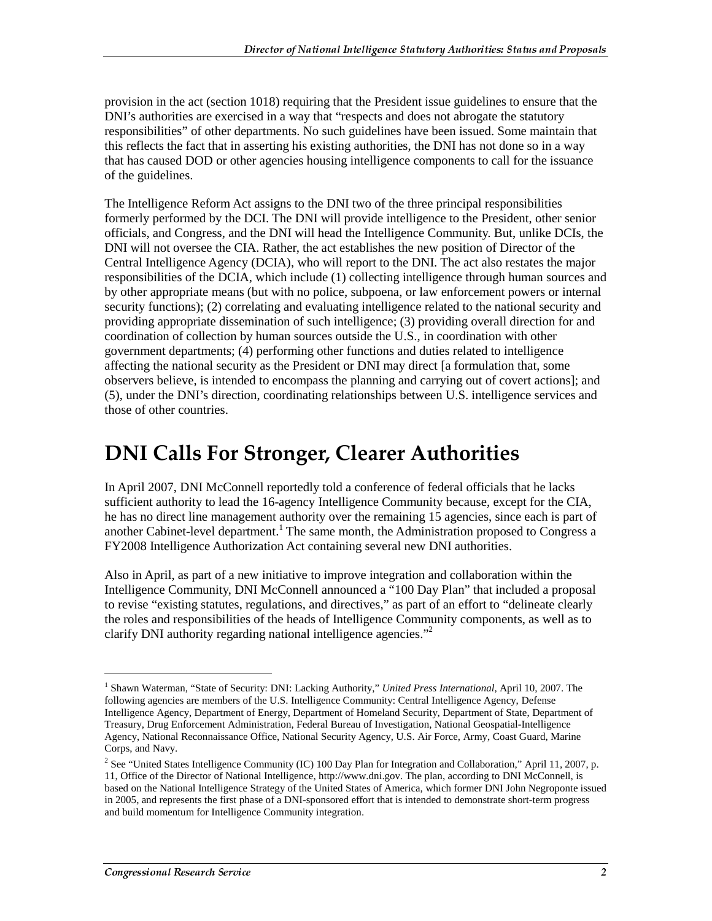provision in the act (section 1018) requiring that the President issue guidelines to ensure that the DNI's authorities are exercised in a way that "respects and does not abrogate the statutory responsibilities" of other departments. No such guidelines have been issued. Some maintain that this reflects the fact that in asserting his existing authorities, the DNI has not done so in a way that has caused DOD or other agencies housing intelligence components to call for the issuance of the guidelines.

The Intelligence Reform Act assigns to the DNI two of the three principal responsibilities formerly performed by the DCI. The DNI will provide intelligence to the President, other senior officials, and Congress, and the DNI will head the Intelligence Community. But, unlike DCIs, the DNI will not oversee the CIA. Rather, the act establishes the new position of Director of the Central Intelligence Agency (DCIA), who will report to the DNI. The act also restates the major responsibilities of the DCIA, which include (1) collecting intelligence through human sources and by other appropriate means (but with no police, subpoena, or law enforcement powers or internal security functions); (2) correlating and evaluating intelligence related to the national security and providing appropriate dissemination of such intelligence; (3) providing overall direction for and coordination of collection by human sources outside the U.S., in coordination with other government departments; (4) performing other functions and duties related to intelligence affecting the national security as the President or DNI may direct [a formulation that, some observers believe, is intended to encompass the planning and carrying out of covert actions]; and (5), under the DNI's direction, coordinating relationships between U.S. intelligence services and those of other countries.

# DNI Calls For Stronger, Clearer Authorities

In April 2007, DNI McConnell reportedly told a conference of federal officials that he lacks sufficient authority to lead the 16-agency Intelligence Community because, except for the CIA, he has no direct line management authority over the remaining 15 agencies, since each is part of another Cabinet-level department.[1] The same month, the Administration proposed to Congress a FY2008 Intelligence Authorization Act containing several new DNI authorities.

Also in April, as part of a new initiative to improve integration and collaboration within the Intelligence Community, DNI McConnell announced a "100 Day Plan" that included a proposal to revise "existing statutes, regulations, and directives," as part of an effort to "delineate clearly the roles and responsibilities of the heads of Intelligence Community components, as well as to clarify DNI authority regarding national intelligence agencies."[2]

---

[1] Shawn Waterman, "State of Security: DNI: Lacking Authority," *United Press International*, April 10, 2007. The following agencies are members of the U.S. Intelligence Community: Central Intelligence Agency, Defense Intelligence Agency, Department of Energy, Department of Homeland Security, Department of State, Department of Treasury, Drug Enforcement Administration, Federal Bureau of Investigation, National Geospatial-Intelligence Agency, National Reconnaissance Office, National Security Agency, U.S. Air Force, Army, Coast Guard, Marine Corps, and Navy.

[2] See "United States Intelligence Community (IC) 100 Day Plan for Integration and Collaboration," April 11, 2007, p. 11, Office of the Director of National Intelligence, http://www.dni.gov. The plan, according to DNI McConnell, is based on the National Intelligence Strategy of the United States of America, which former DNI John Negroponte issued in 2005, and represents the first phase of a DNI-sponsored effort that is intended to demonstrate short-term progress and build momentum for Intelligence Community integration.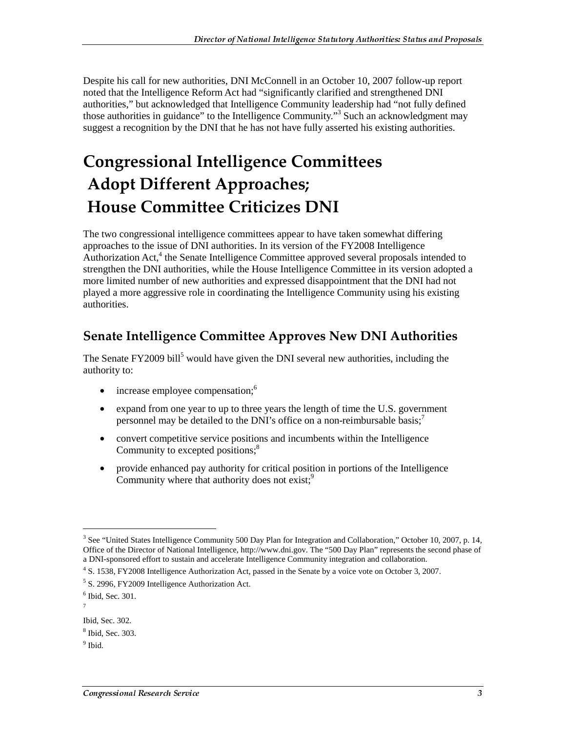Despite his call for new authorities, DNI McConnell in an October 10, 2007 follow-up report noted that the Intelligence Reform Act had "significantly clarified and strengthened DNI authorities," but acknowledged that Intelligence Community leadership had "not fully defined those authorities in guidance" to the Intelligence Community."[3] Such an acknowledgment may suggest a recognition by the DNI that he has not have fully asserted his existing authorities.

# Congressional Intelligence Committees Adopt Different Approaches; House Committee Criticizes DNI

The two congressional intelligence committees appear to have taken somewhat differing approaches to the issue of DNI authorities. In its version of the FY2008 Intelligence Authorization Act,[4] the Senate Intelligence Committee approved several proposals intended to strengthen the DNI authorities, while the House Intelligence Committee in its version adopted a more limited number of new authorities and expressed disappointment that the DNI had not played a more aggressive role in coordinating the Intelligence Community using his existing authorities.

## Senate Intelligence Committee Approves New DNI Authorities

The Senate FY2009 bill[5] would have given the DNI several new authorities, including the authority to:

- increase employee compensation;[6]
- expand from one year to up to three years the length of time the U.S. government personnel may be detailed to the DNI's office on a non-reimbursable basis;[7]
- convert competitive service positions and incumbents within the Intelligence Community to excepted positions;[8]
- provide enhanced pay authority for critical position in portions of the Intelligence Community where that authority does not exist;[9]

---

[3] See "United States Intelligence Community 500 Day Plan for Integration and Collaboration," October 10, 2007, p. 14, Office of the Director of National Intelligence, http://www.dni.gov. The "500 Day Plan" represents the second phase of a DNI-sponsored effort to sustain and accelerate Intelligence Community integration and collaboration.

[4] S. 1538, FY2008 Intelligence Authorization Act, passed in the Senate by a voice vote on October 3, 2007.

[5] S. 2996, FY2009 Intelligence Authorization Act.

[6] Ibid, Sec. 301.

[7] Ibid, Sec. 302.

[8] Ibid, Sec. 303.

[9] Ibid.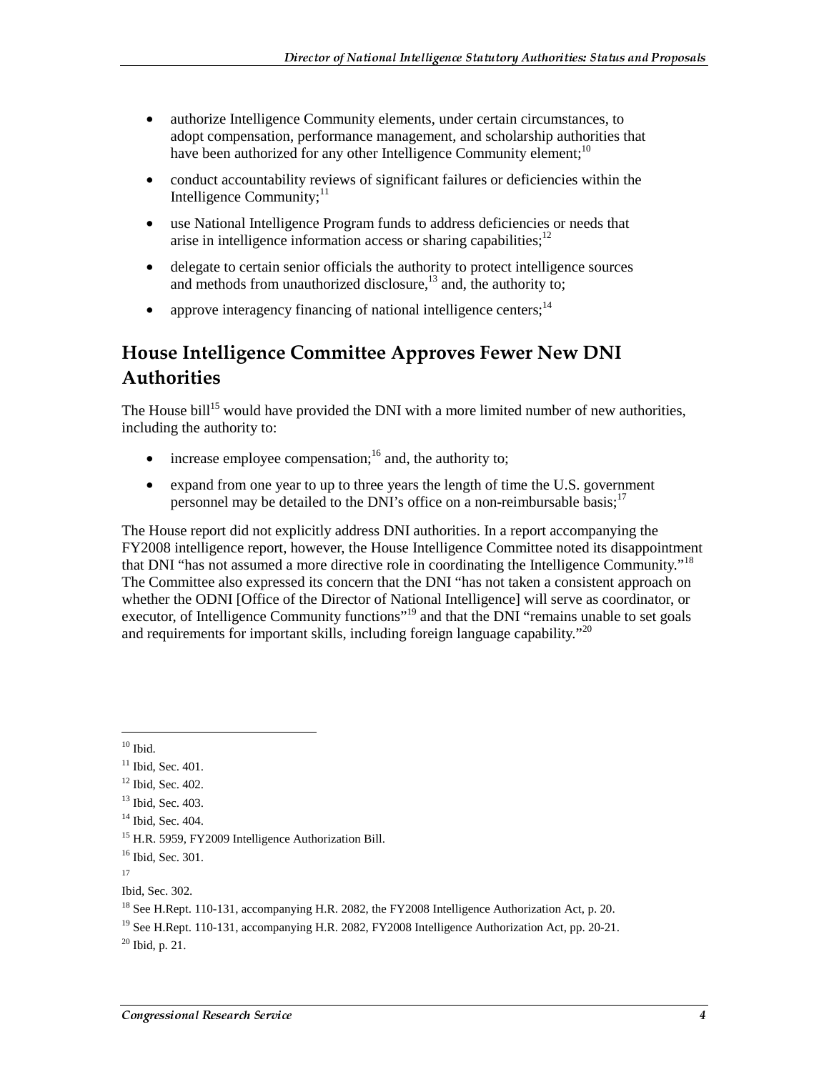- authorize Intelligence Community elements, under certain circumstances, to adopt compensation, performance management, and scholarship authorities that have been authorized for any other Intelligence Community element;[10]
- conduct accountability reviews of significant failures or deficiencies within the Intelligence Community;[11]
- use National Intelligence Program funds to address deficiencies or needs that arise in intelligence information access or sharing capabilities;[12]
- delegate to certain senior officials the authority to protect intelligence sources and methods from unauthorized disclosure,[13] and, the authority to;
- approve interagency financing of national intelligence centers;[14]

## House Intelligence Committee Approves Fewer New DNI Authorities

The House bill[15] would have provided the DNI with a more limited number of new authorities, including the authority to:

- increase employee compensation;[16] and, the authority to;
- expand from one year to up to three years the length of time the U.S. government personnel may be detailed to the DNI's office on a non-reimbursable basis;[17]

The House report did not explicitly address DNI authorities. In a report accompanying the FY2008 intelligence report, however, the House Intelligence Committee noted its disappointment that DNI "has not assumed a more directive role in coordinating the Intelligence Community."[18] The Committee also expressed its concern that the DNI "has not taken a consistent approach on whether the ODNI [Office of the Director of National Intelligence] will serve as coordinator, or executor, of Intelligence Community functions"[19] and that the DNI "remains unable to set goals and requirements for important skills, including foreign language capability."[20]

---

[10] Ibid.

[11] Ibid, Sec. 401.

[12] Ibid, Sec. 402.

[13] Ibid, Sec. 403.

[14] Ibid, Sec. 404.

[15] H.R. 5959, FY2009 Intelligence Authorization Bill.

[16] Ibid, Sec. 301.

[17] Ibid, Sec. 302.

[18] See H.Rept. 110-131, accompanying H.R. 2082, the FY2008 Intelligence Authorization Act, p. 20.

[19] See H.Rept. 110-131, accompanying H.R. 2082, FY2008 Intelligence Authorization Act, pp. 20-21.

[20] Ibid, p. 21.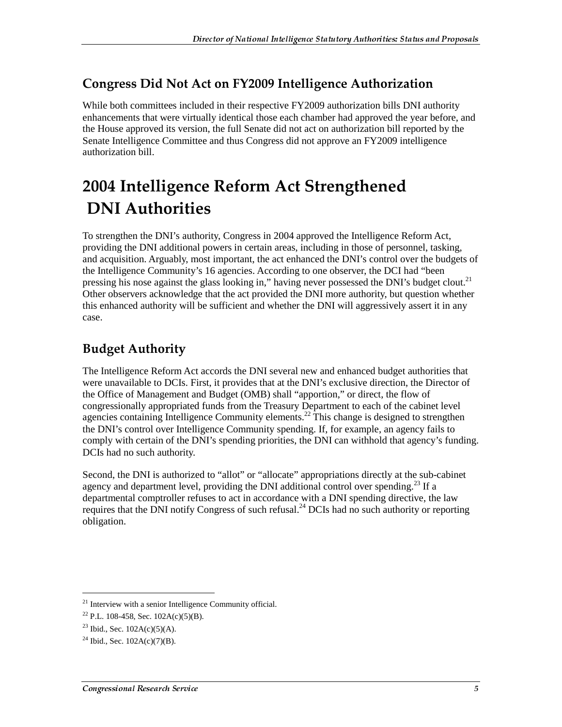## Congress Did Not Act on FY2009 Intelligence Authorization

While both committees included in their respective FY2009 authorization bills DNI authority enhancements that were virtually identical those each chamber had approved the year before, and the House approved its version, the full Senate did not act on authorization bill reported by the Senate Intelligence Committee and thus Congress did not approve an FY2009 intelligence authorization bill.

# 2004 Intelligence Reform Act Strengthened DNI Authorities

To strengthen the DNI's authority, Congress in 2004 approved the Intelligence Reform Act, providing the DNI additional powers in certain areas, including in those of personnel, tasking, and acquisition. Arguably, most important, the act enhanced the DNI's control over the budgets of the Intelligence Community's 16 agencies. According to one observer, the DCI had "been pressing his nose against the glass looking in," having never possessed the DNI's budget clout.[21] Other observers acknowledge that the act provided the DNI more authority, but question whether this enhanced authority will be sufficient and whether the DNI will aggressively assert it in any case.

## Budget Authority

The Intelligence Reform Act accords the DNI several new and enhanced budget authorities that were unavailable to DCIs. First, it provides that at the DNI's exclusive direction, the Director of the Office of Management and Budget (OMB) shall "apportion," or direct, the flow of congressionally appropriated funds from the Treasury Department to each of the cabinet level agencies containing Intelligence Community elements.[22] This change is designed to strengthen the DNI's control over Intelligence Community spending. If, for example, an agency fails to comply with certain of the DNI's spending priorities, the DNI can withhold that agency's funding. DCIs had no such authority.

Second, the DNI is authorized to "allot" or "allocate" appropriations directly at the sub-cabinet agency and department level, providing the DNI additional control over spending.[23] If a departmental comptroller refuses to act in accordance with a DNI spending directive, the law requires that the DNI notify Congress of such refusal.[24] DCIs had no such authority or reporting obligation.

---

[21] Interview with a senior Intelligence Community official.

[22] P.L. 108-458, Sec. 102A(c)(5)(B).

[23] Ibid., Sec. 102A(c)(5)(A).

[24] Ibid., Sec. 102A(c)(7)(B).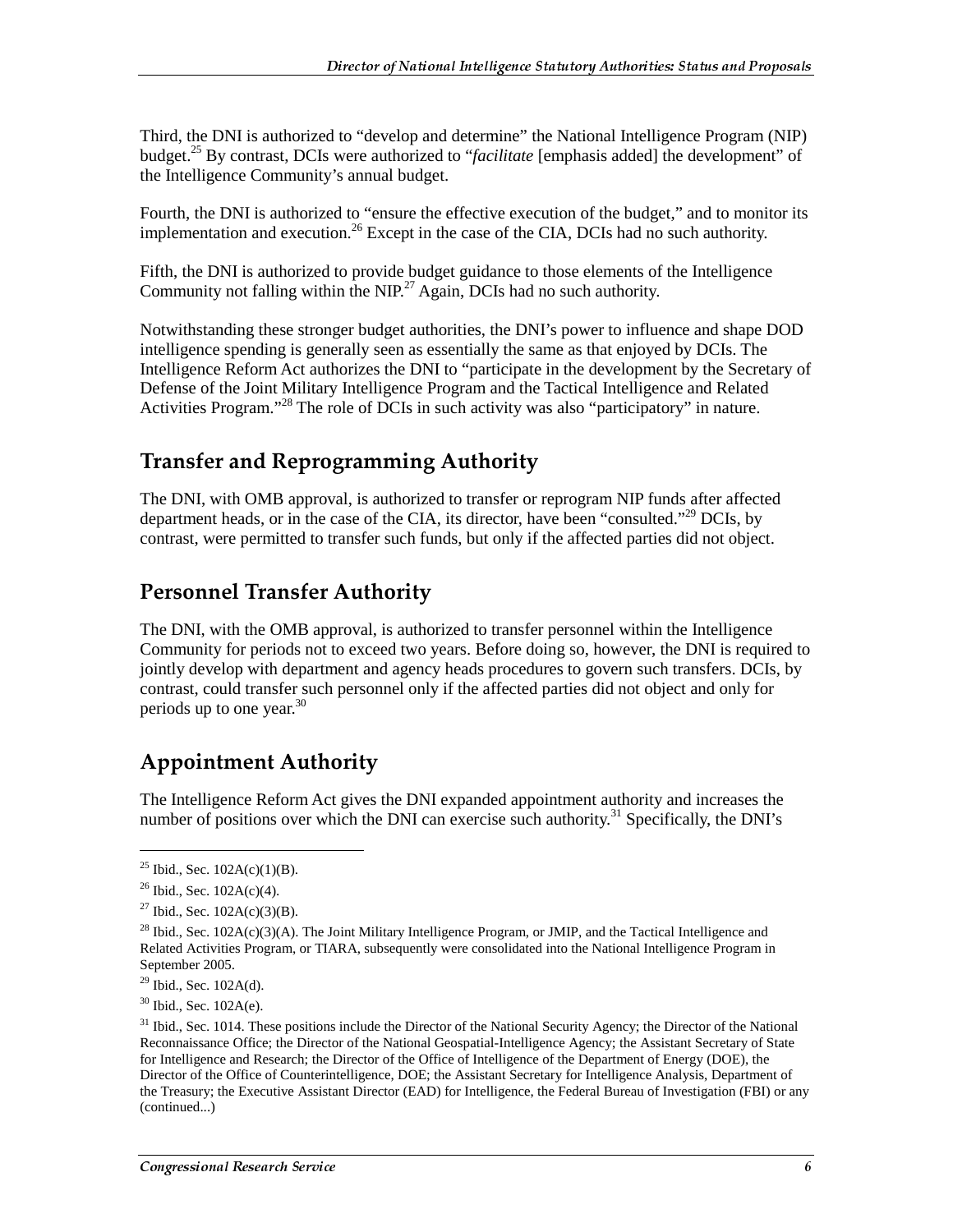Third, the DNI is authorized to "develop and determine" the National Intelligence Program (NIP) budget.[25] By contrast, DCIs were authorized to "*facilitate* [emphasis added] the development" of the Intelligence Community's annual budget.

Fourth, the DNI is authorized to "ensure the effective execution of the budget," and to monitor its implementation and execution.[26] Except in the case of the CIA, DCIs had no such authority.

Fifth, the DNI is authorized to provide budget guidance to those elements of the Intelligence Community not falling within the NIP.[27] Again, DCIs had no such authority.

Notwithstanding these stronger budget authorities, the DNI's power to influence and shape DOD intelligence spending is generally seen as essentially the same as that enjoyed by DCIs. The Intelligence Reform Act authorizes the DNI to "participate in the development by the Secretary of Defense of the Joint Military Intelligence Program and the Tactical Intelligence and Related Activities Program."[28] The role of DCIs in such activity was also "participatory" in nature.

## Transfer and Reprogramming Authority

The DNI, with OMB approval, is authorized to transfer or reprogram NIP funds after affected department heads, or in the case of the CIA, its director, have been "consulted."[29] DCIs, by contrast, were permitted to transfer such funds, but only if the affected parties did not object.

## Personnel Transfer Authority

The DNI, with the OMB approval, is authorized to transfer personnel within the Intelligence Community for periods not to exceed two years. Before doing so, however, the DNI is required to jointly develop with department and agency heads procedures to govern such transfers. DCIs, by contrast, could transfer such personnel only if the affected parties did not object and only for periods up to one year.[30]

## Appointment Authority

The Intelligence Reform Act gives the DNI expanded appointment authority and increases the number of positions over which the DNI can exercise such authority.[31] Specifically, the DNI's

---

[25] Ibid., Sec. 102A(c)(1)(B).

[26] Ibid., Sec. 102A(c)(4).

[27] Ibid., Sec. 102A(c)(3)(B).

[28] Ibid., Sec. 102A(c)(3)(A). The Joint Military Intelligence Program, or JMIP, and the Tactical Intelligence and Related Activities Program, or TIARA, subsequently were consolidated into the National Intelligence Program in September 2005.

[29] Ibid., Sec. 102A(d).

[30] Ibid., Sec. 102A(e).

[31] Ibid., Sec. 1014. These positions include the Director of the National Security Agency; the Director of the National Reconnaissance Office; the Director of the National Geospatial-Intelligence Agency; the Assistant Secretary of State for Intelligence and Research; the Director of the Office of Intelligence of the Department of Energy (DOE), the Director of the Office of Counterintelligence, DOE; the Assistant Secretary for Intelligence Analysis, Department of the Treasury; the Executive Assistant Director (EAD) for Intelligence, the Federal Bureau of Investigation (FBI) or any (continued...)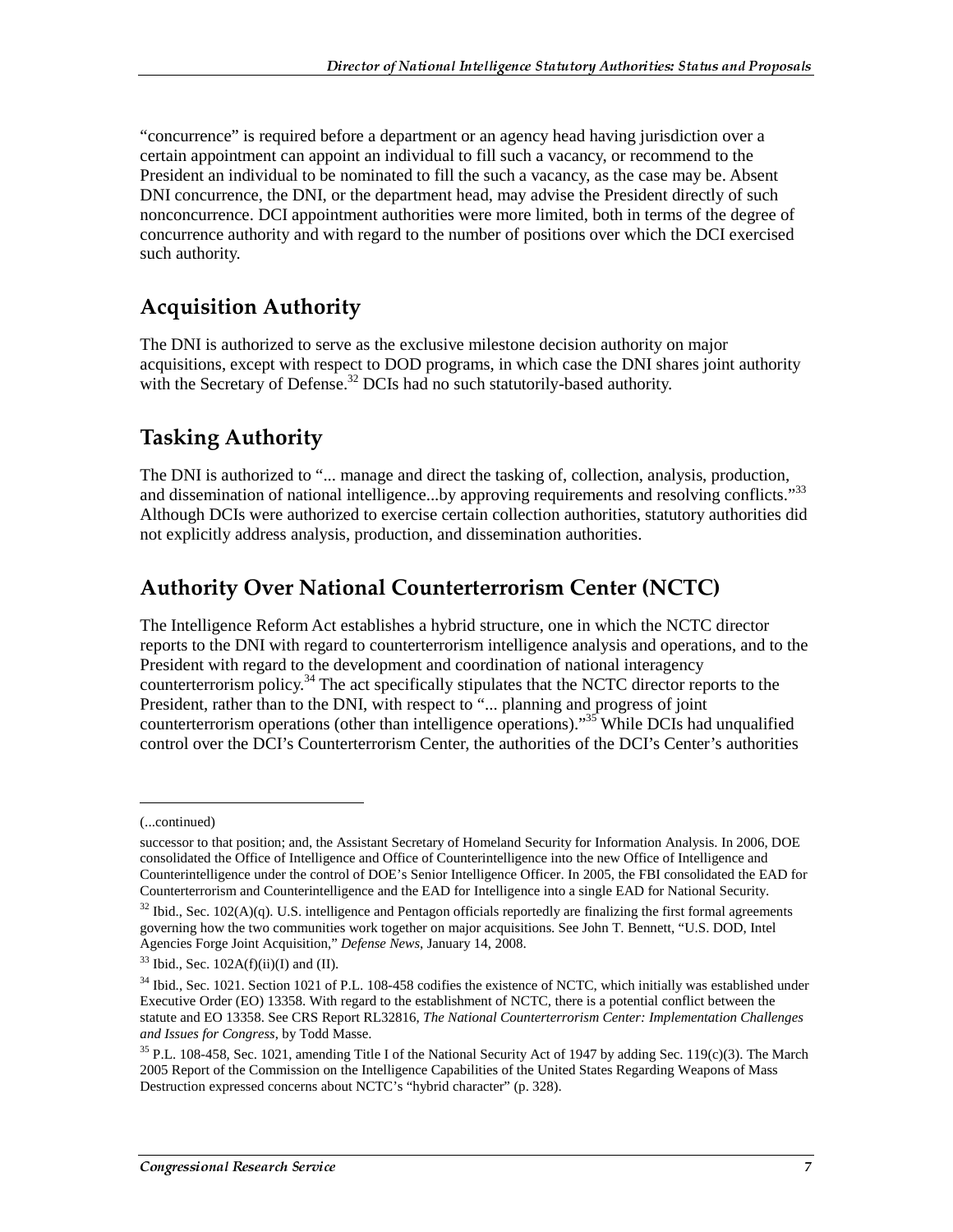"concurrence" is required before a department or an agency head having jurisdiction over a certain appointment can appoint an individual to fill such a vacancy, or recommend to the President an individual to be nominated to fill the such a vacancy, as the case may be. Absent DNI concurrence, the DNI, or the department head, may advise the President directly of such nonconcurrence. DCI appointment authorities were more limited, both in terms of the degree of concurrence authority and with regard to the number of positions over which the DCI exercised such authority.

## Acquisition Authority

The DNI is authorized to serve as the exclusive milestone decision authority on major acquisitions, except with respect to DOD programs, in which case the DNI shares joint authority with the Secretary of Defense.[32] DCIs had no such statutorily-based authority.

## Tasking Authority

The DNI is authorized to "... manage and direct the tasking of, collection, analysis, production, and dissemination of national intelligence...by approving requirements and resolving conflicts."[33] Although DCIs were authorized to exercise certain collection authorities, statutory authorities did not explicitly address analysis, production, and dissemination authorities.

## Authority Over National Counterterrorism Center (NCTC)

The Intelligence Reform Act establishes a hybrid structure, one in which the NCTC director reports to the DNI with regard to counterterrorism intelligence analysis and operations, and to the President with regard to the development and coordination of national interagency counterterrorism policy.[34] The act specifically stipulates that the NCTC director reports to the President, rather than to the DNI, with respect to "... planning and progress of joint counterterrorism operations (other than intelligence operations)."[35] While DCIs had unqualified control over the DCI's Counterterrorism Center, the authorities of the DCI's Center's authorities

---

(...continued)

successor to that position; and, the Assistant Secretary of Homeland Security for Information Analysis. In 2006, DOE consolidated the Office of Intelligence and Office of Counterintelligence into the new Office of Intelligence and Counterintelligence under the control of DOE's Senior Intelligence Officer. In 2005, the FBI consolidated the EAD for Counterterrorism and Counterintelligence and the EAD for Intelligence into a single EAD for National Security.

[32] Ibid., Sec. 102(A)(q). U.S. intelligence and Pentagon officials reportedly are finalizing the first formal agreements governing how the two communities work together on major acquisitions. See John T. Bennett, "U.S. DOD, Intel Agencies Forge Joint Acquisition," *Defense News*, January 14, 2008.

[33] Ibid., Sec. 102A(f)(ii)(I) and (II).

[34] Ibid., Sec. 1021. Section 1021 of P.L. 108-458 codifies the existence of NCTC, which initially was established under Executive Order (EO) 13358. With regard to the establishment of NCTC, there is a potential conflict between the statute and EO 13358. See CRS Report RL32816, *The National Counterterrorism Center: Implementation Challenges and Issues for Congress*, by Todd Masse.

[35] P.L. 108-458, Sec. 1021, amending Title I of the National Security Act of 1947 by adding Sec. 119(c)(3). The March 2005 Report of the Commission on the Intelligence Capabilities of the United States Regarding Weapons of Mass Destruction expressed concerns about NCTC's "hybrid character" (p. 328).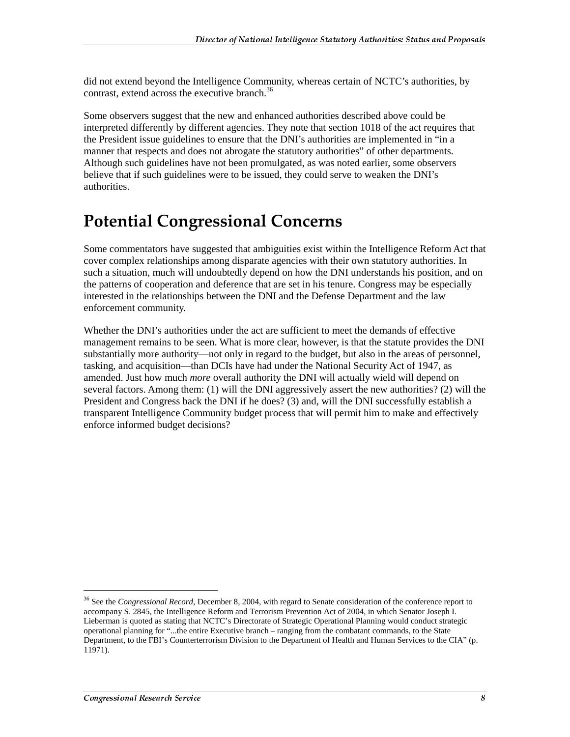did not extend beyond the Intelligence Community, whereas certain of NCTC's authorities, by contrast, extend across the executive branch.[36]

Some observers suggest that the new and enhanced authorities described above could be interpreted differently by different agencies. They note that section 1018 of the act requires that the President issue guidelines to ensure that the DNI's authorities are implemented in "in a manner that respects and does not abrogate the statutory authorities" of other departments. Although such guidelines have not been promulgated, as was noted earlier, some observers believe that if such guidelines were to be issued, they could serve to weaken the DNI's authorities.

# Potential Congressional Concerns

Some commentators have suggested that ambiguities exist within the Intelligence Reform Act that cover complex relationships among disparate agencies with their own statutory authorities. In such a situation, much will undoubtedly depend on how the DNI understands his position, and on the patterns of cooperation and deference that are set in his tenure. Congress may be especially interested in the relationships between the DNI and the Defense Department and the law enforcement community.

Whether the DNI's authorities under the act are sufficient to meet the demands of effective management remains to be seen. What is more clear, however, is that the statute provides the DNI substantially more authority—not only in regard to the budget, but also in the areas of personnel, tasking, and acquisition—than DCIs have had under the National Security Act of 1947, as amended. Just how much *more* overall authority the DNI will actually wield will depend on several factors. Among them: (1) will the DNI aggressively assert the new authorities? (2) will the President and Congress back the DNI if he does? (3) and, will the DNI successfully establish a transparent Intelligence Community budget process that will permit him to make and effectively enforce informed budget decisions?

[36] See the *Congressional Record*, December 8, 2004, with regard to Senate consideration of the conference report to accompany S. 2845, the Intelligence Reform and Terrorism Prevention Act of 2004, in which Senator Joseph I. Lieberman is quoted as stating that NCTC's Directorate of Strategic Operational Planning would conduct strategic operational planning for "...the entire Executive branch – ranging from the combatant commands, to the State Department, to the FBI's Counterterrorism Division to the Department of Health and Human Services to the CIA" (p. 11971).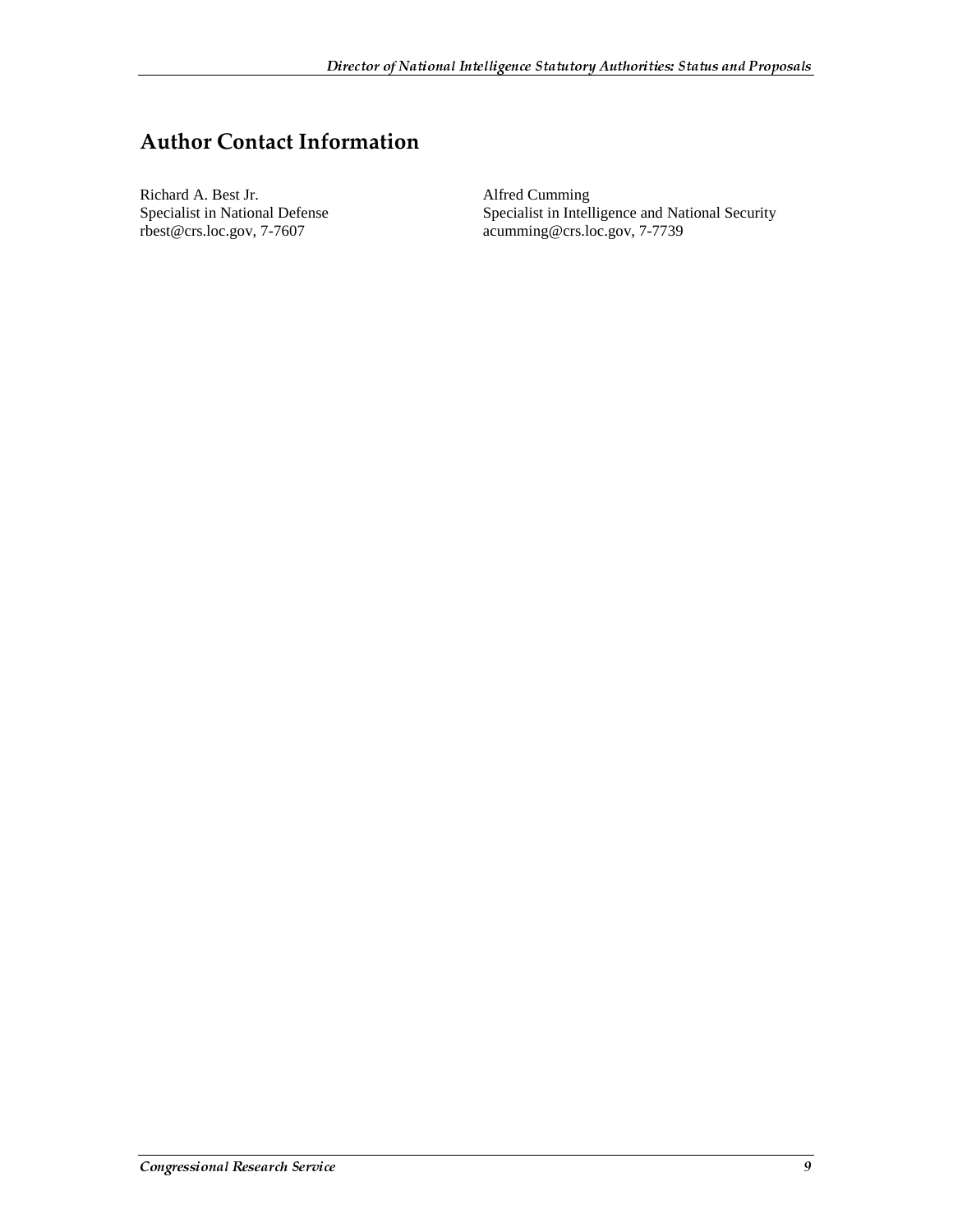## Author Contact Information

Richard A. Best Jr.
Specialist in National Defense
rbest@crs.loc.gov, 7-7607

Alfred Cumming
Specialist in Intelligence and National Security
acumming@crs.loc.gov, 7-7739